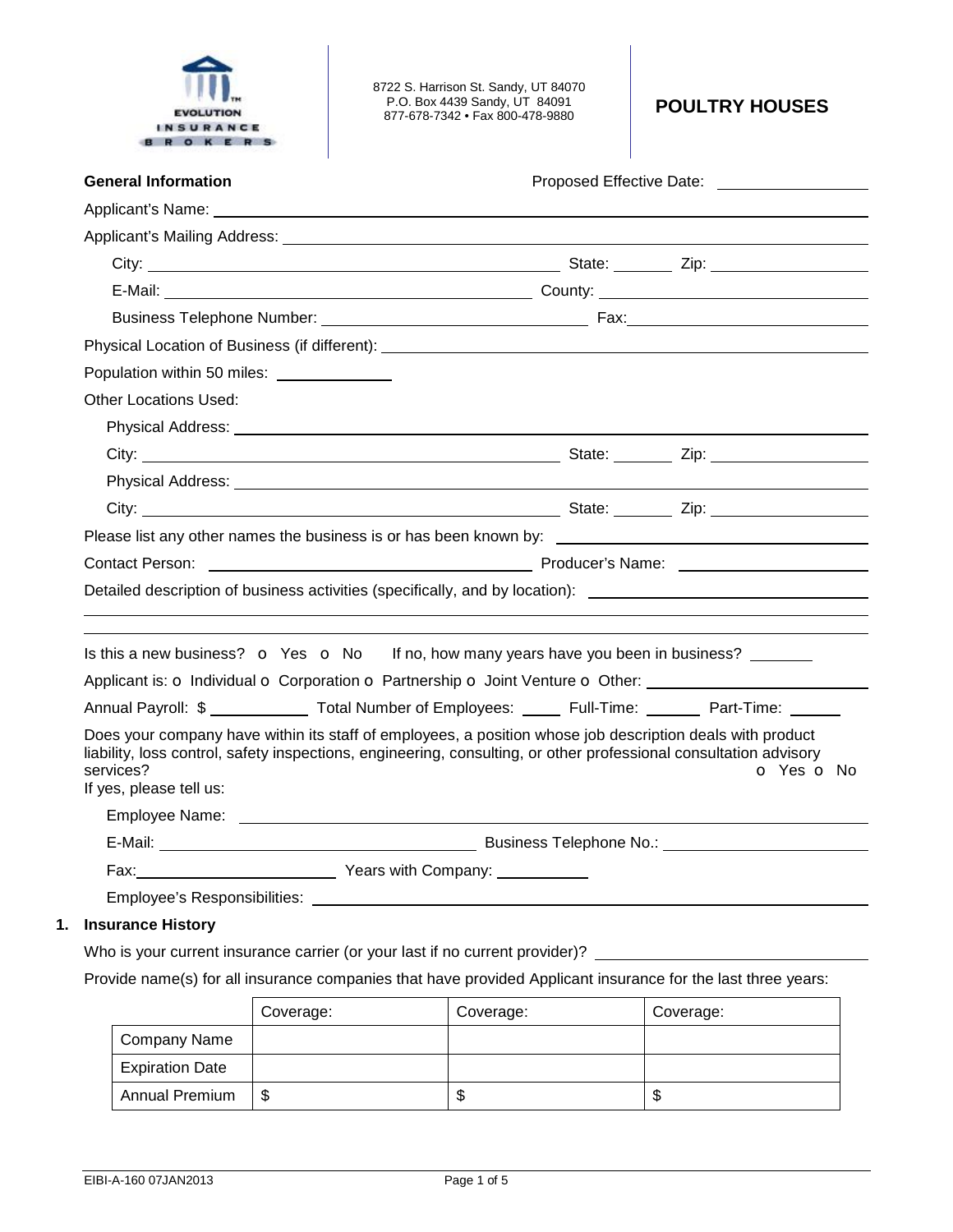EVOLUTION INSURANCE BROKERS

8722 S. Harrison St. Sandy, UT 84070
P.O. Box 4439 Sandy, UT 84091
877-678-7342 • Fax 800-478-9880

# POULTRY HOUSES

**General Information** Proposed Effective Date: ______________

Applicant's Name: ______________________________

Applicant's Mailing Address: ______________________________

City: ______________________ State: ______ Zip: ______________

E-Mail: ______________________ County: ______________________

Business Telephone Number: ______________________ Fax: ______________________

Physical Location of Business (if different): ______________________________

Population within 50 miles: ____________

Other Locations Used:

Physical Address: ______________________________

City: ______________________ State: ______ Zip: ______________

Physical Address: ______________________________

City: ______________________ State: ______ Zip: ______________

Please list any other names the business is or has been known by: ______________________

Contact Person: ______________________ Producer's Name: ______________________

Detailed description of business activities (specifically, and by location): ______________________

Is this a new business? o Yes o No If no, how many years have you been in business? ______

Applicant is: o Individual o Corporation o Partnership o Joint Venture o Other: ______________________

Annual Payroll: $ __________ Total Number of Employees: ____ Full-Time: ______ Part-Time: ______

Does your company have within its staff of employees, a position whose job description deals with product liability, loss control, safety inspections, engineering, consulting, or other professional consultation advisory services? o Yes o No

If yes, please tell us:

Employee Name: ______________________________

E-Mail: ______________________ Business Telephone No.: ______________________

Fax: ______________________ Years with Company: __________

Employee's Responsibilities: ______________________________

## 1. Insurance History

Who is your current insurance carrier (or your last if no current provider)? ______________________

Provide name(s) for all insurance companies that have provided Applicant insurance for the last three years:

| | Coverage: | Coverage: | Coverage: |
|---|---|---|---|
| Company Name | | | |
| Expiration Date | | | |
| Annual Premium | $ | $ | $ |

EIBI-A-160 07JAN2013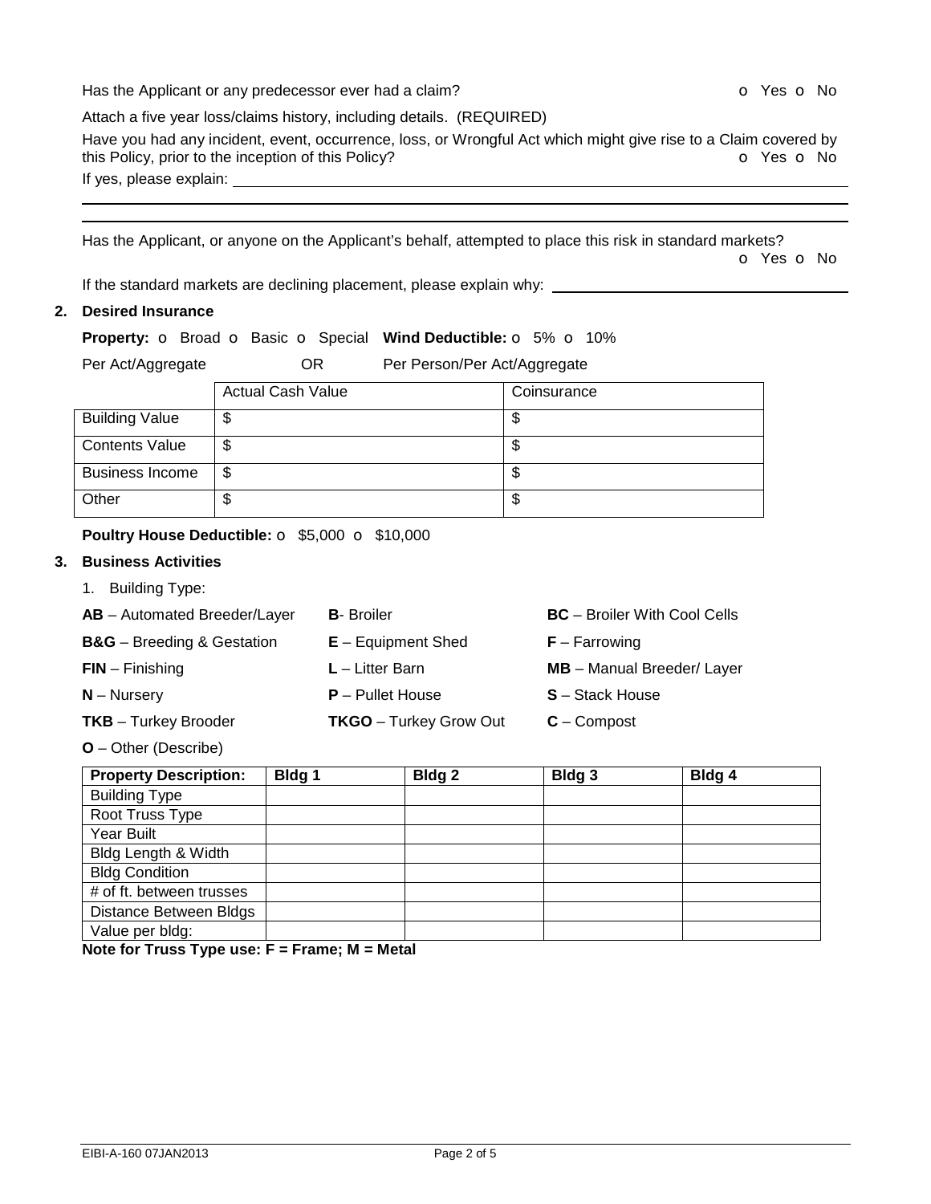Has the Applicant or any predecessor ever had a claim? o Yes o No

Attach a five year loss/claims history, including details. (REQUIRED)

Have you had any incident, event, occurrence, loss, or Wrongful Act which might give rise to a Claim covered by this Policy, prior to the inception of this Policy? o Yes o No

If yes, please explain: ______________________________________________

______________________________________________

______________________________________________

Has the Applicant, or anyone on the Applicant's behalf, attempted to place this risk in standard markets? o Yes o No

If the standard markets are declining placement, please explain why: ______________________

## 2. Desired Insurance

**Property:** o Broad o Basic o Special **Wind Deductible:** o 5% o 10%

Per Act/Aggregate OR Per Person/Per Act/Aggregate

| | Actual Cash Value | Coinsurance |
|---|---|---|
| Building Value | $ | $ |
| Contents Value | $ | $ |
| Business Income | $ | $ |
| Other | $ | $ |

**Poultry House Deductible:** o $5,000 o $10,000

## 3. Business Activities

1. Building Type:

**AB** – Automated Breeder/Layer

**B**- Broiler

**BC** – Broiler With Cool Cells

**B&G** – Breeding & Gestation

**E** – Equipment Shed

**F** – Farrowing

**FIN** – Finishing

**L** – Litter Barn

**MB** – Manual Breeder/ Layer

**N** – Nursery

**P** – Pullet House

**S** – Stack House

**TKB** – Turkey Brooder

**TKGO** – Turkey Grow Out

**C** – Compost

**O** – Other (Describe)

| **Property Description:** | **Bldg 1** | **Bldg 2** | **Bldg 3** | **Bldg 4** |
|---|---|---|---|---|
| Building Type | | | | |
| Root Truss Type | | | | |
| Year Built | | | | |
| Bldg Length & Width | | | | |
| Bldg Condition | | | | |
| # of ft. between trusses | | | | |
| Distance Between Bldgs | | | | |
| Value per bldg: | | | | |

**Note for Truss Type use: F = Frame; M = Metal**

EIBI-A-160 07JAN2013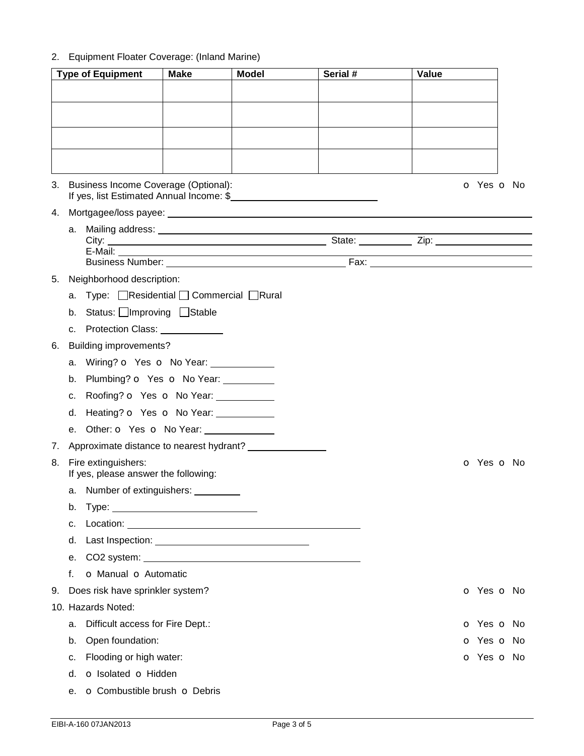2. Equipment Floater Coverage: (Inland Marine)

| Type of Equipment | Make | Model | Serial # | Value |
|---|---|---|---|---|
| | | | | |
| | | | | |
| | | | | |
| | | | | |

3. Business Income Coverage (Optional): o Yes o No
   If yes, list Estimated Annual Income: $__________________________

4. Mortgagee/loss payee: ______________________________________________
   a. Mailing address: ______________________________________________
      City: ______________________ State: __________ Zip: __________________
      E-Mail: ______________________________________________
      Business Number: ______________________ Fax: ______________________

5. Neighborhood description:
   a. Type: ☐ Residential ☐ Commercial ☐ Rural
   b. Status: ☐ Improving ☐ Stable
   c. Protection Class: ____________

6. Building improvements?
   a. Wiring? o Yes o No Year: ____________
   b. Plumbing? o Yes o No Year: __________
   c. Roofing? o Yes o No Year: ___________
   d. Heating? o Yes o No Year: ___________
   e. Other: o Yes o No Year: _____________

7. Approximate distance to nearest hydrant? _______________

8. Fire extinguishers: o Yes o No
   If yes, please answer the following:
   a. Number of extinguishers: _________
   b. Type: ___________________________
   c. Location: ______________________________________________
   d. Last Inspection: ______________________________
   e. CO2 system: ______________________________________________
   f. o Manual o Automatic

9. Does risk have sprinkler system? o Yes o No

10. Hazards Noted:
    a. Difficult access for Fire Dept.: o Yes o No
    b. Open foundation: o Yes o No
    c. Flooding or high water: o Yes o No
    d. o Isolated o Hidden
    e. o Combustible brush o Debris

EIBI-A-160 07JAN2013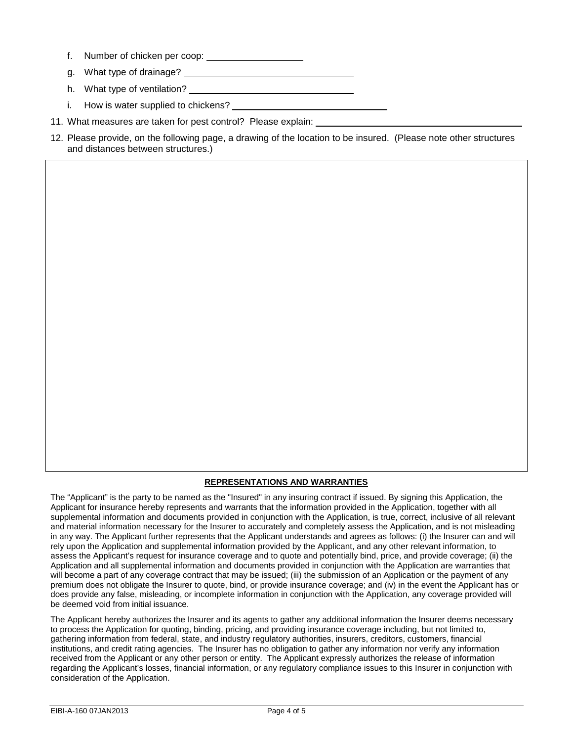f. Number of chicken per coop: ___________________

g. What type of drainage? _________________________________

h. What type of ventilation? _________________________________

i. How is water supplied to chickens? _______________________________

11. What measures are taken for pest control? Please explain: ________________________________________

12. Please provide, on the following page, a drawing of the location to be insured. (Please note other structures and distances between structures.)

**REPRESENTATIONS AND WARRANTIES**

The "Applicant" is the party to be named as the "Insured" in any insuring contract if issued. By signing this Application, the Applicant for insurance hereby represents and warrants that the information provided in the Application, together with all supplemental information and documents provided in conjunction with the Application, is true, correct, inclusive of all relevant and material information necessary for the Insurer to accurately and completely assess the Application, and is not misleading in any way. The Applicant further represents that the Applicant understands and agrees as follows: (i) the Insurer can and will rely upon the Application and supplemental information provided by the Applicant, and any other relevant information, to assess the Applicant's request for insurance coverage and to quote and potentially bind, price, and provide coverage; (ii) the Application and all supplemental information and documents provided in conjunction with the Application are warranties that will become a part of any coverage contract that may be issued; (iii) the submission of an Application or the payment of any premium does not obligate the Insurer to quote, bind, or provide insurance coverage; and (iv) in the event the Applicant has or does provide any false, misleading, or incomplete information in conjunction with the Application, any coverage provided will be deemed void from initial issuance.

The Applicant hereby authorizes the Insurer and its agents to gather any additional information the Insurer deems necessary to process the Application for quoting, binding, pricing, and providing insurance coverage including, but not limited to, gathering information from federal, state, and industry regulatory authorities, insurers, creditors, customers, financial institutions, and credit rating agencies. The Insurer has no obligation to gather any information nor verify any information received from the Applicant or any other person or entity. The Applicant expressly authorizes the release of information regarding the Applicant's losses, financial information, or any regulatory compliance issues to this Insurer in conjunction with consideration of the Application.

EIBI-A-160 07JAN2013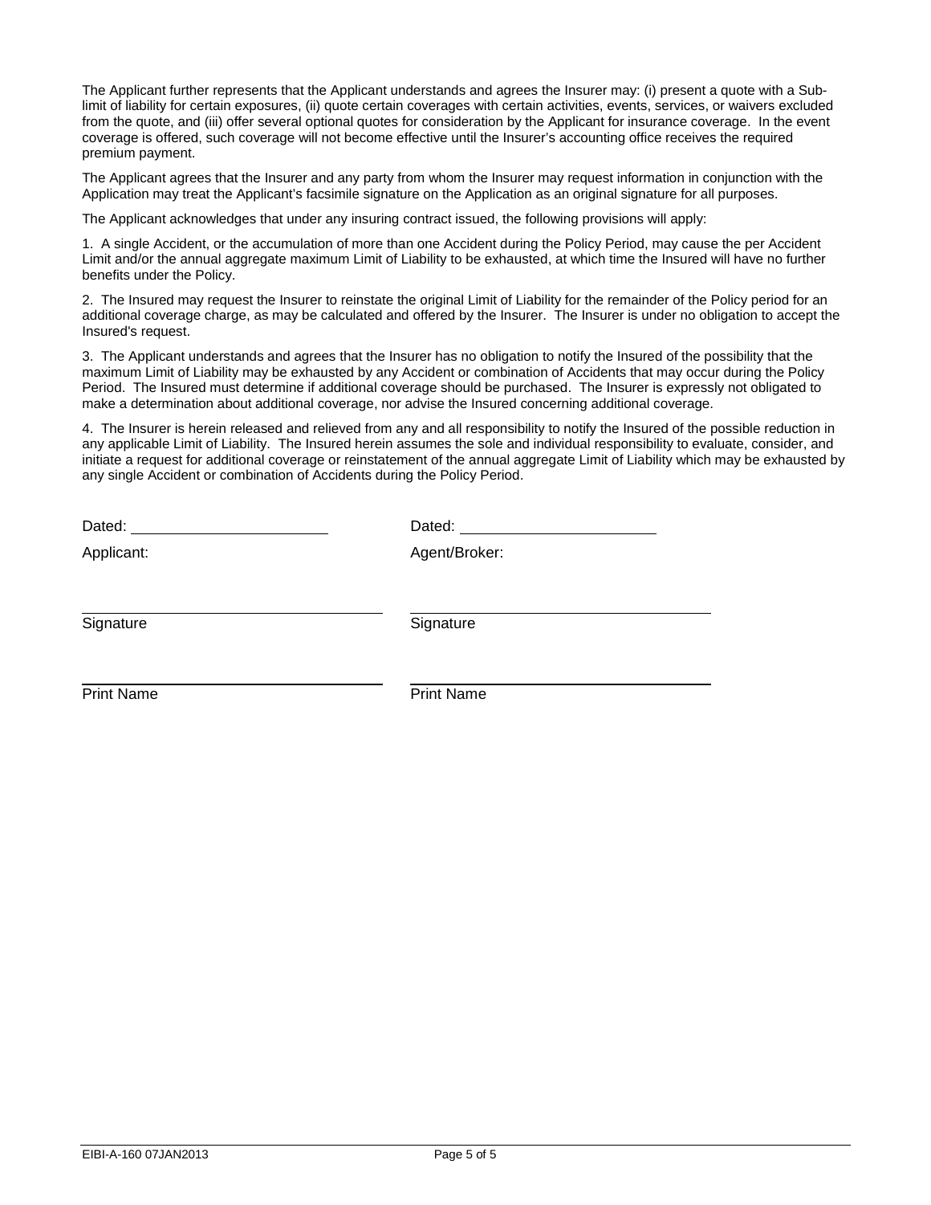The Applicant further represents that the Applicant understands and agrees the Insurer may: (i) present a quote with a Sub-limit of liability for certain exposures, (ii) quote certain coverages with certain activities, events, services, or waivers excluded from the quote, and (iii) offer several optional quotes for consideration by the Applicant for insurance coverage. In the event coverage is offered, such coverage will not become effective until the Insurer's accounting office receives the required premium payment.

The Applicant agrees that the Insurer and any party from whom the Insurer may request information in conjunction with the Application may treat the Applicant's facsimile signature on the Application as an original signature for all purposes.

The Applicant acknowledges that under any insuring contract issued, the following provisions will apply:

1. A single Accident, or the accumulation of more than one Accident during the Policy Period, may cause the per Accident Limit and/or the annual aggregate maximum Limit of Liability to be exhausted, at which time the Insured will have no further benefits under the Policy.

2. The Insured may request the Insurer to reinstate the original Limit of Liability for the remainder of the Policy period for an additional coverage charge, as may be calculated and offered by the Insurer. The Insurer is under no obligation to accept the Insured's request.

3. The Applicant understands and agrees that the Insurer has no obligation to notify the Insured of the possibility that the maximum Limit of Liability may be exhausted by any Accident or combination of Accidents that may occur during the Policy Period. The Insured must determine if additional coverage should be purchased. The Insurer is expressly not obligated to make a determination about additional coverage, nor advise the Insured concerning additional coverage.

4. The Insurer is herein released and relieved from any and all responsibility to notify the Insured of the possible reduction in any applicable Limit of Liability. The Insured herein assumes the sole and individual responsibility to evaluate, consider, and initiate a request for additional coverage or reinstatement of the annual aggregate Limit of Liability which may be exhausted by any single Accident or combination of Accidents during the Policy Period.

Dated: ______________________

Applicant:

______________________________
Signature

______________________________
Print Name

Dated: ______________________

Agent/Broker:

______________________________
Signature

______________________________
Print Name

EIBI-A-160 07JAN2013